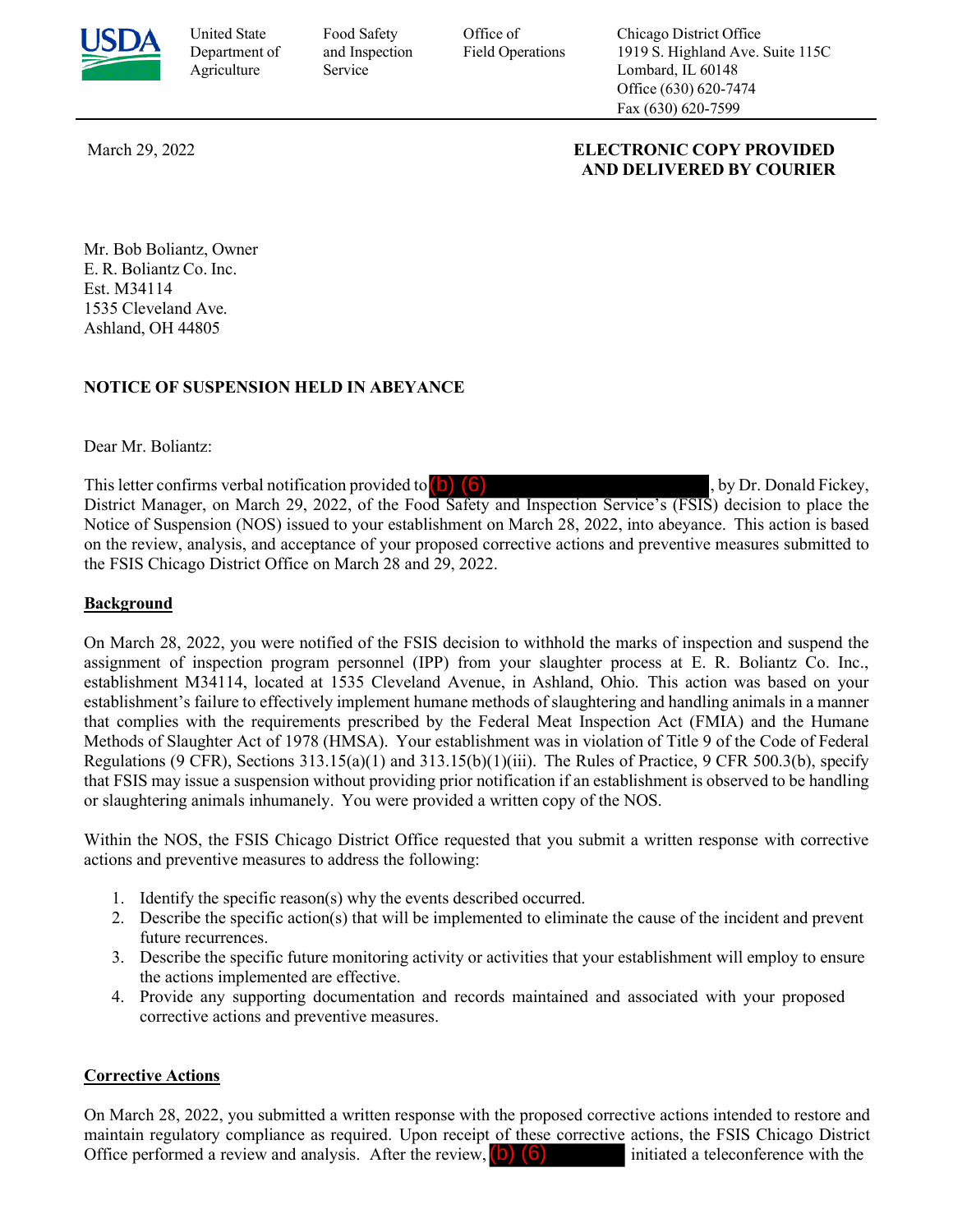USDA

United State Department of Agriculture

Food Safety and Inspection Service

Office of Field Operations

Chicago District Office
1919 S. Highland Ave. Suite 115C
Lombard, IL 60148
Office (630) 620-7474
Fax (630) 620-7599

March 29, 2022

**ELECTRONIC COPY PROVIDED AND DELIVERED BY COURIER**

Mr. Bob Boliantz, Owner
E. R. Boliantz Co. Inc.
Est. M34114
1535 Cleveland Ave.
Ashland, OH 44805

**NOTICE OF SUSPENSION HELD IN ABEYANCE**

Dear Mr. Boliantz:

This letter confirms verbal notification provided to (b) (6), by Dr. Donald Fickey, District Manager, on March 29, 2022, of the Food Safety and Inspection Service's (FSIS) decision to place the Notice of Suspension (NOS) issued to your establishment on March 28, 2022, into abeyance. This action is based on the review, analysis, and acceptance of your proposed corrective actions and preventive measures submitted to the FSIS Chicago District Office on March 28 and 29, 2022.

**Background**

On March 28, 2022, you were notified of the FSIS decision to withhold the marks of inspection and suspend the assignment of inspection program personnel (IPP) from your slaughter process at E. R. Boliantz Co. Inc., establishment M34114, located at 1535 Cleveland Avenue, in Ashland, Ohio. This action was based on your establishment's failure to effectively implement humane methods of slaughtering and handling animals in a manner that complies with the requirements prescribed by the Federal Meat Inspection Act (FMIA) and the Humane Methods of Slaughter Act of 1978 (HMSA). Your establishment was in violation of Title 9 of the Code of Federal Regulations (9 CFR), Sections 313.15(a)(1) and 313.15(b)(1)(iii). The Rules of Practice, 9 CFR 500.3(b), specify that FSIS may issue a suspension without providing prior notification if an establishment is observed to be handling or slaughtering animals inhumanely. You were provided a written copy of the NOS.

Within the NOS, the FSIS Chicago District Office requested that you submit a written response with corrective actions and preventive measures to address the following:

1. Identify the specific reason(s) why the events described occurred.
2. Describe the specific action(s) that will be implemented to eliminate the cause of the incident and prevent future recurrences.
3. Describe the specific future monitoring activity or activities that your establishment will employ to ensure the actions implemented are effective.
4. Provide any supporting documentation and records maintained and associated with your proposed corrective actions and preventive measures.

**Corrective Actions**

On March 28, 2022, you submitted a written response with the proposed corrective actions intended to restore and maintain regulatory compliance as required. Upon receipt of these corrective actions, the FSIS Chicago District Office performed a review and analysis. After the review, (b) (6) initiated a teleconference with the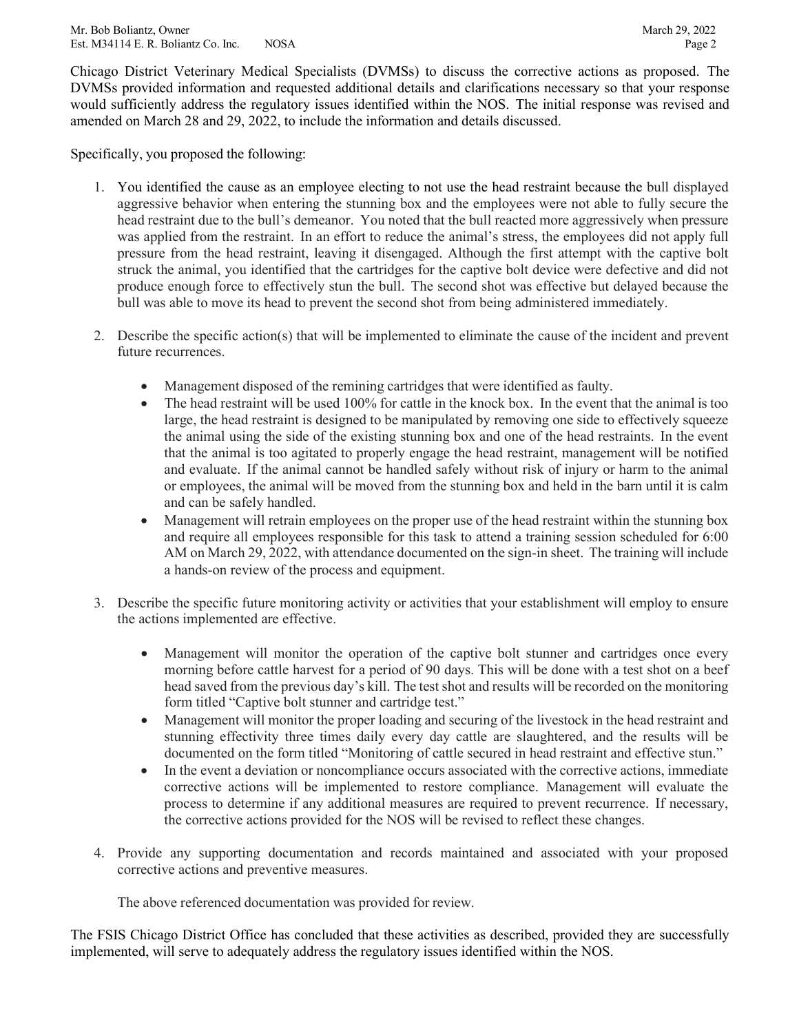Chicago District Veterinary Medical Specialists (DVMSs) to discuss the corrective actions as proposed. The DVMSs provided information and requested additional details and clarifications necessary so that your response would sufficiently address the regulatory issues identified within the NOS. The initial response was revised and amended on March 28 and 29, 2022, to include the information and details discussed.

Specifically, you proposed the following:

1. You identified the cause as an employee electing to not use the head restraint because the bull displayed aggressive behavior when entering the stunning box and the employees were not able to fully secure the head restraint due to the bull's demeanor. You noted that the bull reacted more aggressively when pressure was applied from the restraint. In an effort to reduce the animal's stress, the employees did not apply full pressure from the head restraint, leaving it disengaged. Although the first attempt with the captive bolt struck the animal, you identified that the cartridges for the captive bolt device were defective and did not produce enough force to effectively stun the bull. The second shot was effective but delayed because the bull was able to move its head to prevent the second shot from being administered immediately.

2. Describe the specific action(s) that will be implemented to eliminate the cause of the incident and prevent future recurrences.

    - Management disposed of the remining cartridges that were identified as faulty.
    - The head restraint will be used 100% for cattle in the knock box. In the event that the animal is too large, the head restraint is designed to be manipulated by removing one side to effectively squeeze the animal using the side of the existing stunning box and one of the head restraints. In the event that the animal is too agitated to properly engage the head restraint, management will be notified and evaluate. If the animal cannot be handled safely without risk of injury or harm to the animal or employees, the animal will be moved from the stunning box and held in the barn until it is calm and can be safely handled.
    - Management will retrain employees on the proper use of the head restraint within the stunning box and require all employees responsible for this task to attend a training session scheduled for 6:00 AM on March 29, 2022, with attendance documented on the sign-in sheet. The training will include a hands-on review of the process and equipment.

3. Describe the specific future monitoring activity or activities that your establishment will employ to ensure the actions implemented are effective.

    - Management will monitor the operation of the captive bolt stunner and cartridges once every morning before cattle harvest for a period of 90 days. This will be done with a test shot on a beef head saved from the previous day's kill. The test shot and results will be recorded on the monitoring form titled "Captive bolt stunner and cartridge test."
    - Management will monitor the proper loading and securing of the livestock in the head restraint and stunning effectivity three times daily every day cattle are slaughtered, and the results will be documented on the form titled "Monitoring of cattle secured in head restraint and effective stun."
    - In the event a deviation or noncompliance occurs associated with the corrective actions, immediate corrective actions will be implemented to restore compliance. Management will evaluate the process to determine if any additional measures are required to prevent recurrence. If necessary, the corrective actions provided for the NOS will be revised to reflect these changes.

4. Provide any supporting documentation and records maintained and associated with your proposed corrective actions and preventive measures.

    The above referenced documentation was provided for review.

The FSIS Chicago District Office has concluded that these activities as described, provided they are successfully implemented, will serve to adequately address the regulatory issues identified within the NOS.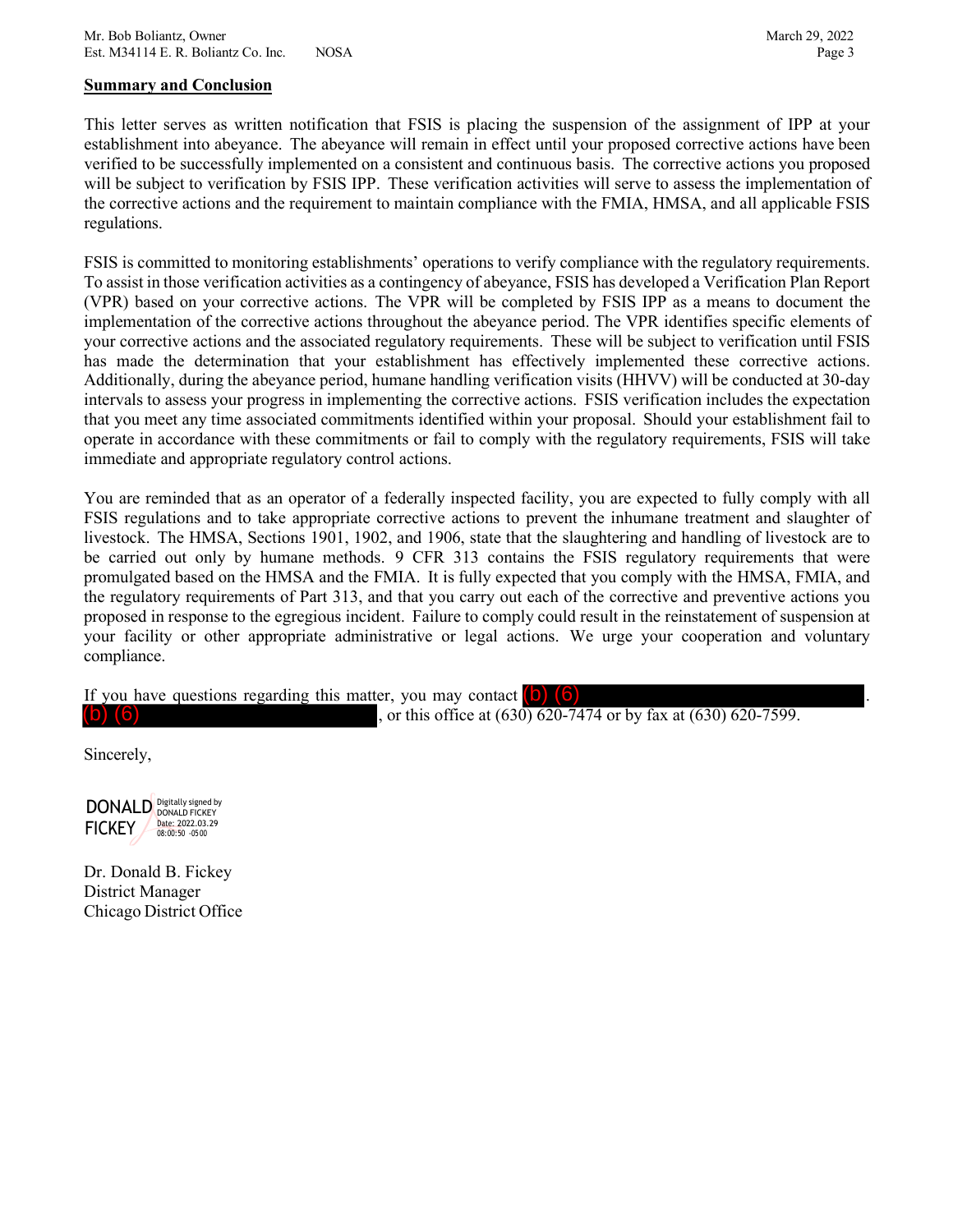**Summary and Conclusion**

This letter serves as written notification that FSIS is placing the suspension of the assignment of IPP at your establishment into abeyance. The abeyance will remain in effect until your proposed corrective actions have been verified to be successfully implemented on a consistent and continuous basis. The corrective actions you proposed will be subject to verification by FSIS IPP. These verification activities will serve to assess the implementation of the corrective actions and the requirement to maintain compliance with the FMIA, HMSA, and all applicable FSIS regulations.

FSIS is committed to monitoring establishments' operations to verify compliance with the regulatory requirements. To assist in those verification activities as a contingency of abeyance, FSIS has developed a Verification Plan Report (VPR) based on your corrective actions. The VPR will be completed by FSIS IPP as a means to document the implementation of the corrective actions throughout the abeyance period. The VPR identifies specific elements of your corrective actions and the associated regulatory requirements. These will be subject to verification until FSIS has made the determination that your establishment has effectively implemented these corrective actions. Additionally, during the abeyance period, humane handling verification visits (HHVV) will be conducted at 30-day intervals to assess your progress in implementing the corrective actions. FSIS verification includes the expectation that you meet any time associated commitments identified within your proposal. Should your establishment fail to operate in accordance with these commitments or fail to comply with the regulatory requirements, FSIS will take immediate and appropriate regulatory control actions.

You are reminded that as an operator of a federally inspected facility, you are expected to fully comply with all FSIS regulations and to take appropriate corrective actions to prevent the inhumane treatment and slaughter of livestock. The HMSA, Sections 1901, 1902, and 1906, state that the slaughtering and handling of livestock are to be carried out only by humane methods. 9 CFR 313 contains the FSIS regulatory requirements that were promulgated based on the HMSA and the FMIA. It is fully expected that you comply with the HMSA, FMIA, and the regulatory requirements of Part 313, and that you carry out each of the corrective and preventive actions you proposed in response to the egregious incident. Failure to comply could result in the reinstatement of suspension at your facility or other appropriate administrative or legal actions. We urge your cooperation and voluntary compliance.

If you have questions regarding this matter, you may contact (b) (6). (b) (6), or this office at (630) 620-7474 or by fax at (630) 620-7599.

Sincerely,

DONALD FICKEY Digitally signed by DONALD FICKEY Date: 2022.03.29 08:00:50 -05'00'

Dr. Donald B. Fickey
District Manager
Chicago District Office